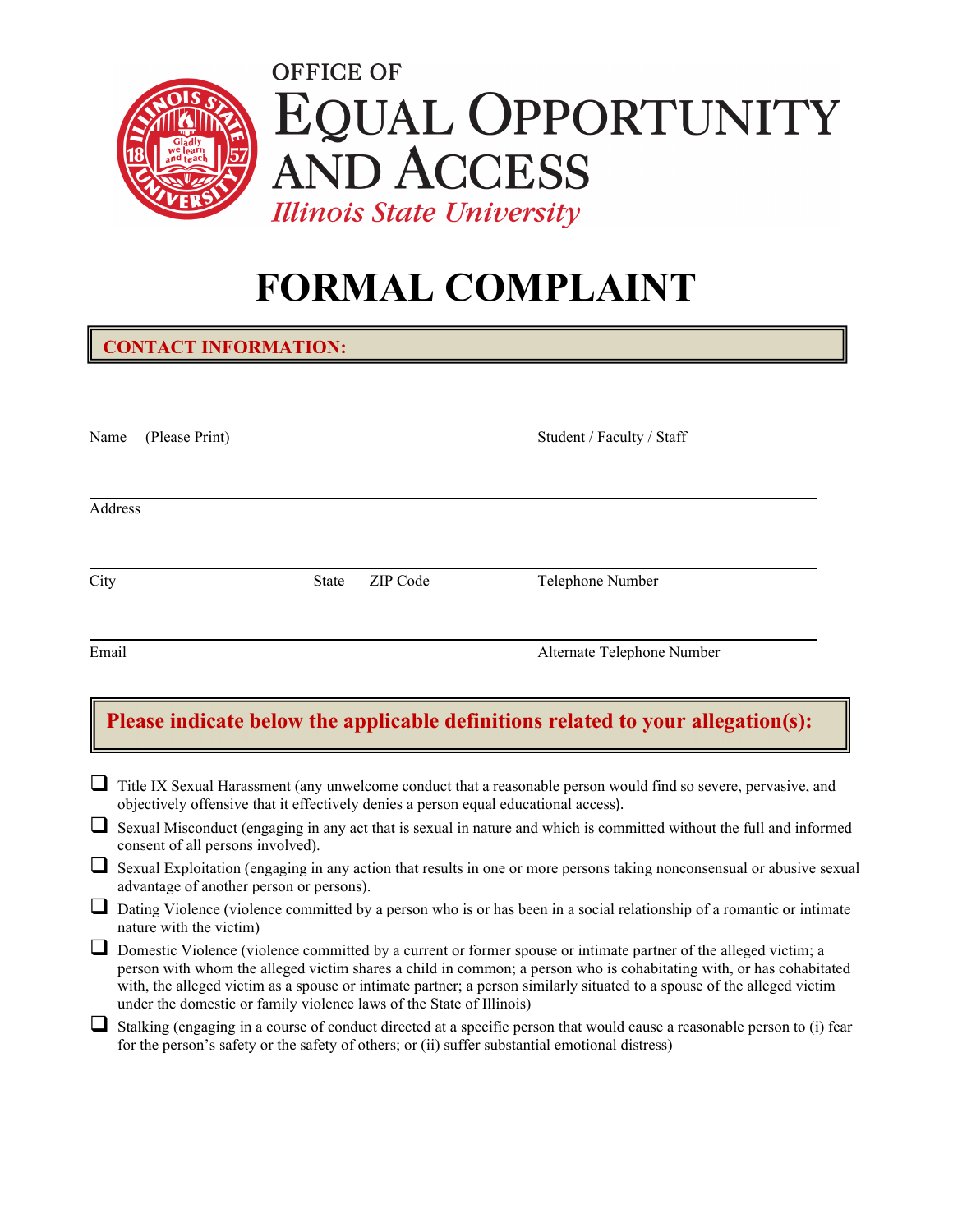OFFICE OF

# EQUAL OPPORTUNITY AND ACCESS

*Illinois State University*

# FORMAL COMPLAINT

## CONTACT INFORMATION:

Name (Please Print) ____________________ Student / Faculty / Staff

Address ____________________

City ____________________ State ZIP Code Telephone Number

Email ____________________ Alternate Telephone Number

## Please indicate below the applicable definitions related to your allegation(s):

- ☐ Title IX Sexual Harassment (any unwelcome conduct that a reasonable person would find so severe, pervasive, and objectively offensive that it effectively denies a person equal educational access).
- ☐ Sexual Misconduct (engaging in any act that is sexual in nature and which is committed without the full and informed consent of all persons involved).
- ☐ Sexual Exploitation (engaging in any action that results in one or more persons taking nonconsensual or abusive sexual advantage of another person or persons).
- ☐ Dating Violence (violence committed by a person who is or has been in a social relationship of a romantic or intimate nature with the victim)
- ☐ Domestic Violence (violence committed by a current or former spouse or intimate partner of the alleged victim; a person with whom the alleged victim shares a child in common; a person who is cohabitating with, or has cohabitated with, the alleged victim as a spouse or intimate partner; a person similarly situated to a spouse of the alleged victim under the domestic or family violence laws of the State of Illinois)
- ☐ Stalking (engaging in a course of conduct directed at a specific person that would cause a reasonable person to (i) fear for the person's safety or the safety of others; or (ii) suffer substantial emotional distress)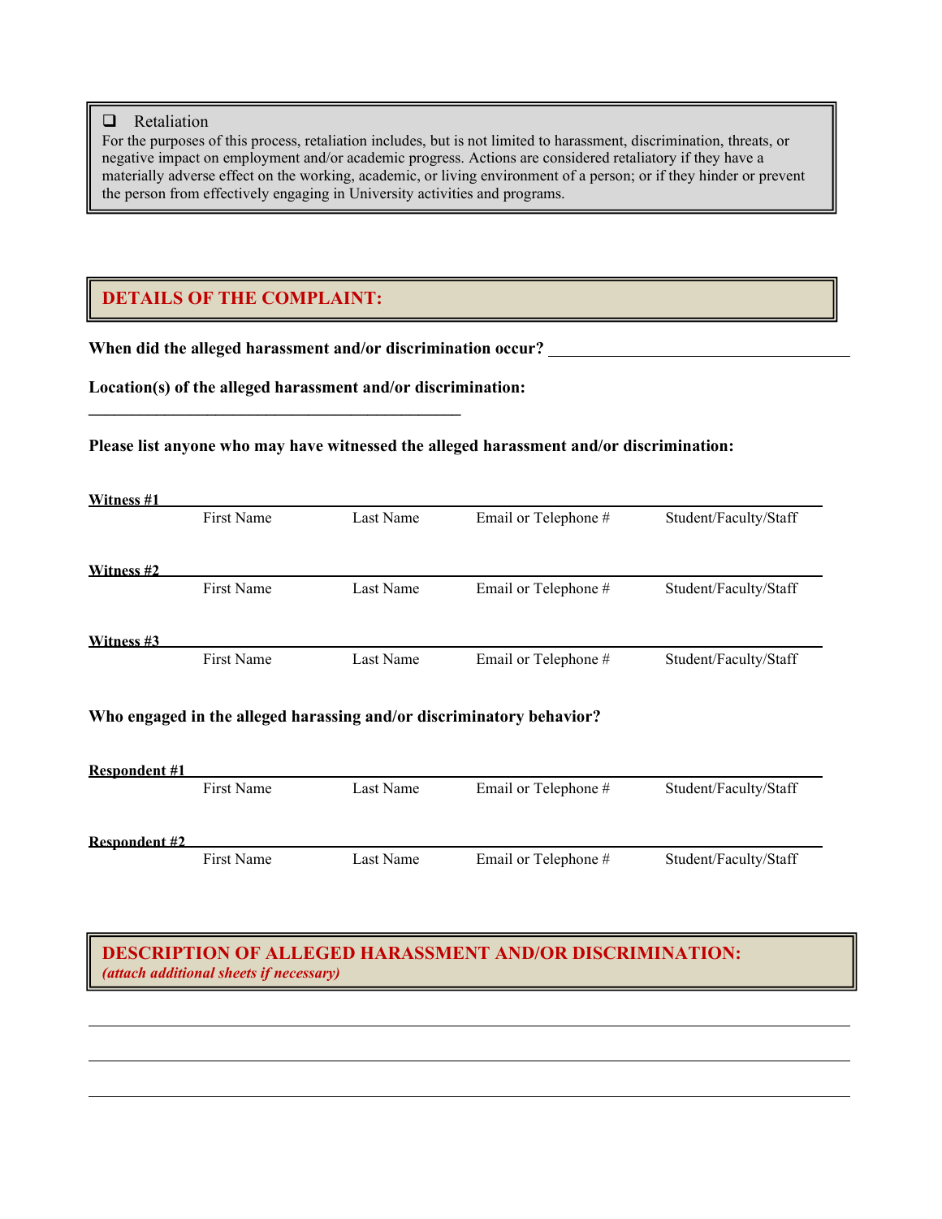- [ ] Retaliation

For the purposes of this process, retaliation includes, but is not limited to harassment, discrimination, threats, or negative impact on employment and/or academic progress. Actions are considered retaliatory if they have a materially adverse effect on the working, academic, or living environment of a person; or if they hinder or prevent the person from effectively engaging in University activities and programs.

## DETAILS OF THE COMPLAINT:

**When did the alleged harassment and/or discrimination occur?** ______________________________

**Location(s) of the alleged harassment and/or discrimination:**

______________________________________________

**Please list anyone who may have witnessed the alleged harassment and/or discrimination:**

**Witness #1** ______________________________________________________________

First Name | Last Name | Email or Telephone # | Student/Faculty/Staff

**Witness #2** ______________________________________________________________

First Name | Last Name | Email or Telephone # | Student/Faculty/Staff

**Witness #3** ______________________________________________________________

First Name | Last Name | Email or Telephone # | Student/Faculty/Staff

**Who engaged in the alleged harassing and/or discriminatory behavior?**

**Respondent #1** ______________________________________________________________

First Name | Last Name | Email or Telephone # | Student/Faculty/Staff

**Respondent #2** ______________________________________________________________

First Name | Last Name | Email or Telephone # | Student/Faculty/Staff

## DESCRIPTION OF ALLEGED HARASSMENT AND/OR DISCRIMINATION:

***(attach additional sheets if necessary)***

______________________________________________________________________________

______________________________________________________________________________

______________________________________________________________________________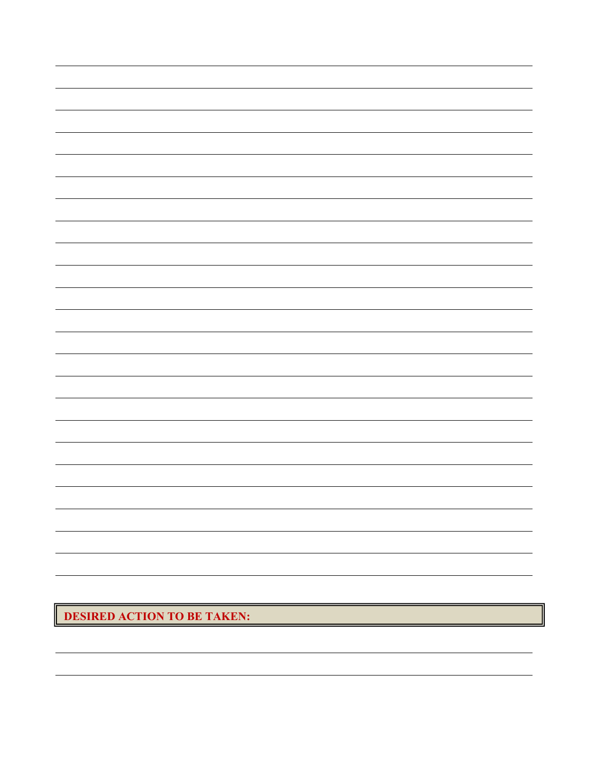## DESIRED ACTION TO BE TAKEN: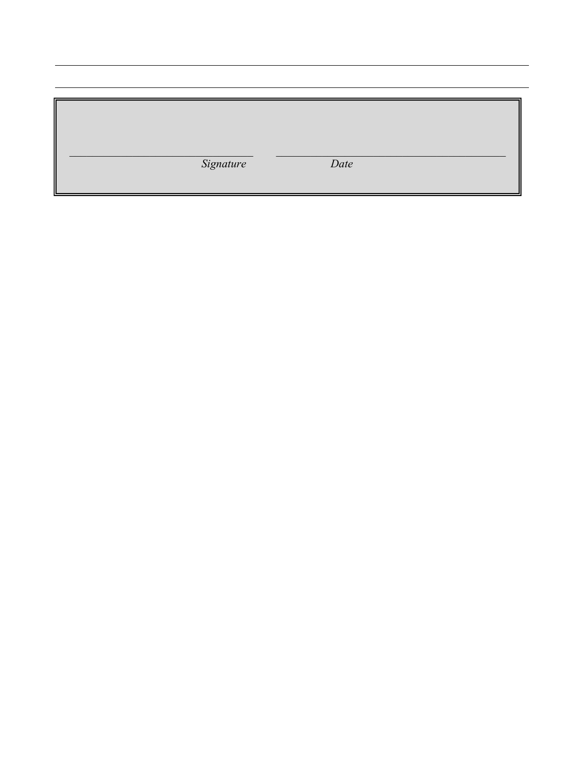_______________________________ Signature

_______________________________ Date